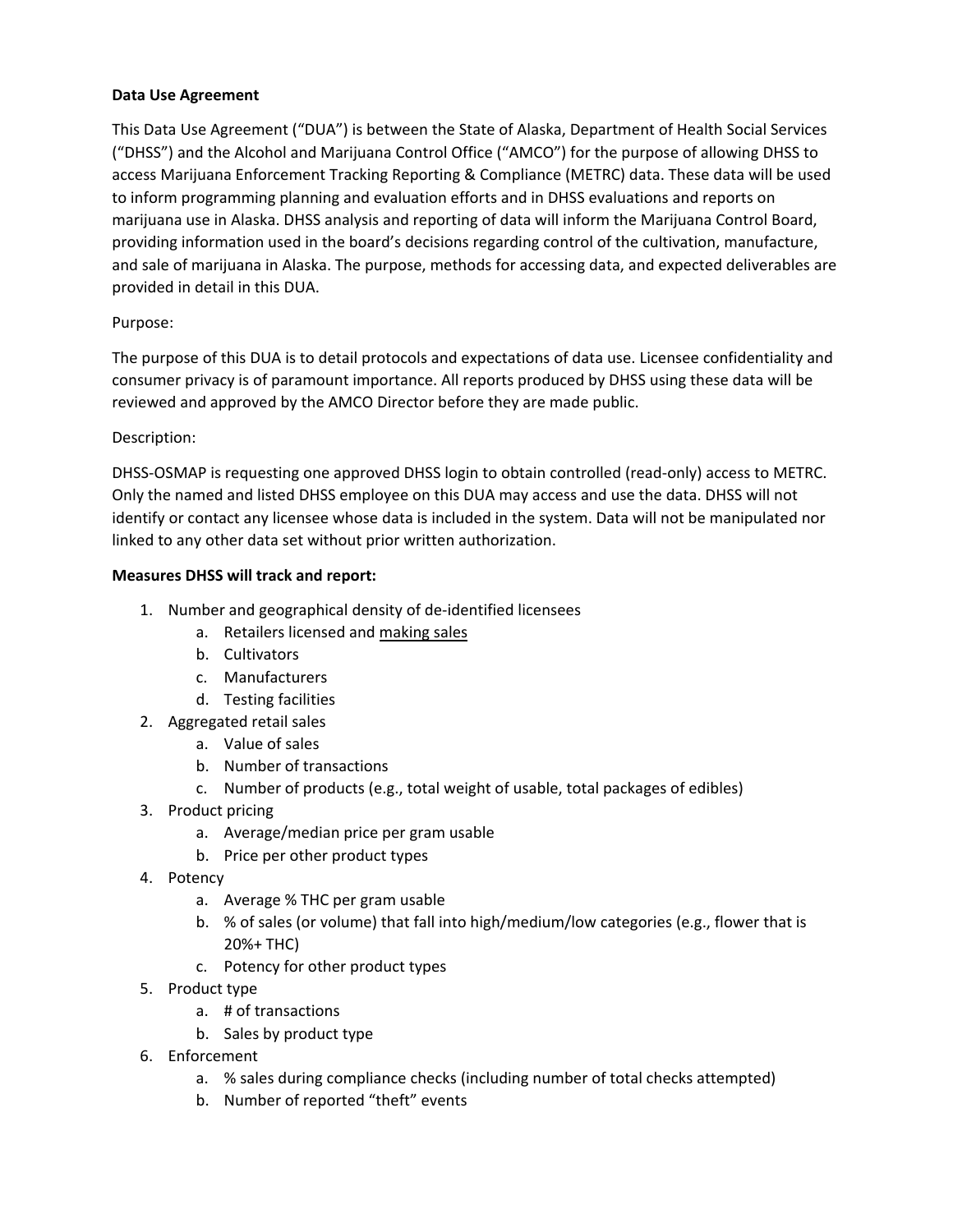**Data Use Agreement**

This Data Use Agreement ("DUA") is between the State of Alaska, Department of Health Social Services ("DHSS") and the Alcohol and Marijuana Control Office ("AMCO") for the purpose of allowing DHSS to access Marijuana Enforcement Tracking Reporting & Compliance (METRC) data. These data will be used to inform programming planning and evaluation efforts and in DHSS evaluations and reports on marijuana use in Alaska. DHSS analysis and reporting of data will inform the Marijuana Control Board, providing information used in the board's decisions regarding control of the cultivation, manufacture, and sale of marijuana in Alaska. The purpose, methods for accessing data, and expected deliverables are provided in detail in this DUA.

Purpose:

The purpose of this DUA is to detail protocols and expectations of data use. Licensee confidentiality and consumer privacy is of paramount importance. All reports produced by DHSS using these data will be reviewed and approved by the AMCO Director before they are made public.

Description:

DHSS-OSMAP is requesting one approved DHSS login to obtain controlled (read-only) access to METRC. Only the named and listed DHSS employee on this DUA may access and use the data. DHSS will not identify or contact any licensee whose data is included in the system. Data will not be manipulated nor linked to any other data set without prior written authorization.

**Measures DHSS will track and report:**

1. Number and geographical density of de-identified licensees
    a. Retailers licensed and <u>making sales</u>
    b. Cultivators
    c. Manufacturers
    d. Testing facilities
2. Aggregated retail sales
    a. Value of sales
    b. Number of transactions
    c. Number of products (e.g., total weight of usable, total packages of edibles)
3. Product pricing
    a. Average/median price per gram usable
    b. Price per other product types
4. Potency
    a. Average % THC per gram usable
    b. % of sales (or volume) that fall into high/medium/low categories (e.g., flower that is 20%+ THC)
    c. Potency for other product types
5. Product type
    a. # of transactions
    b. Sales by product type
6. Enforcement
    a. % sales during compliance checks (including number of total checks attempted)
    b. Number of reported "theft" events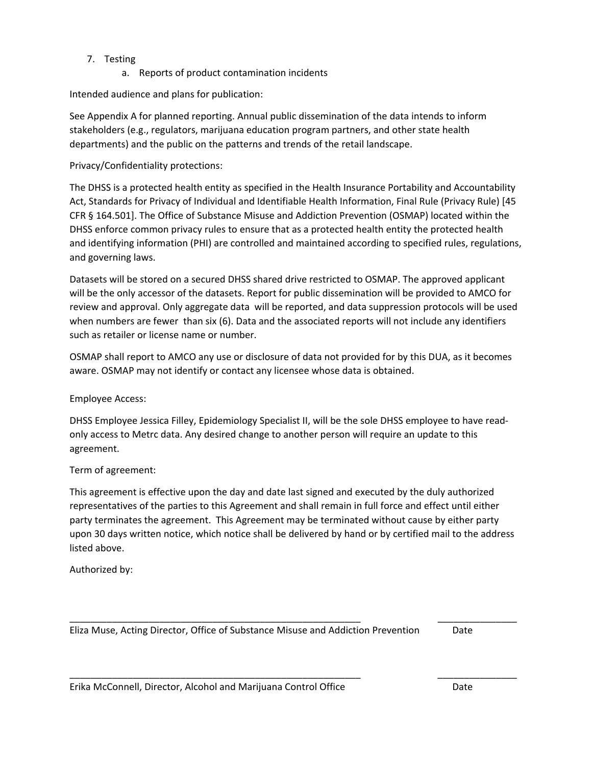7. Testing
    a. Reports of product contamination incidents

Intended audience and plans for publication:

See Appendix A for planned reporting. Annual public dissemination of the data intends to inform stakeholders (e.g., regulators, marijuana education program partners, and other state health departments) and the public on the patterns and trends of the retail landscape.

Privacy/Confidentiality protections:

The DHSS is a protected health entity as specified in the Health Insurance Portability and Accountability Act, Standards for Privacy of Individual and Identifiable Health Information, Final Rule (Privacy Rule) [45 CFR § 164.501]. The Office of Substance Misuse and Addiction Prevention (OSMAP) located within the DHSS enforce common privacy rules to ensure that as a protected health entity the protected health and identifying information (PHI) are controlled and maintained according to specified rules, regulations, and governing laws.

Datasets will be stored on a secured DHSS shared drive restricted to OSMAP. The approved applicant will be the only accessor of the datasets. Report for public dissemination will be provided to AMCO for review and approval. Only aggregate data will be reported, and data suppression protocols will be used when numbers are fewer than six (6). Data and the associated reports will not include any identifiers such as retailer or license name or number.

OSMAP shall report to AMCO any use or disclosure of data not provided for by this DUA, as it becomes aware. OSMAP may not identify or contact any licensee whose data is obtained.

Employee Access:

DHSS Employee Jessica Filley, Epidemiology Specialist II, will be the sole DHSS employee to have read-only access to Metrc data. Any desired change to another person will require an update to this agreement.

Term of agreement:

This agreement is effective upon the day and date last signed and executed by the duly authorized representatives of the parties to this Agreement and shall remain in full force and effect until either party terminates the agreement. This Agreement may be terminated without cause by either party upon 30 days written notice, which notice shall be delivered by hand or by certified mail to the address listed above.

Authorized by:

\_\_\_\_\_\_\_\_\_\_\_\_\_\_\_\_\_\_\_\_\_\_\_\_\_\_\_\_\_\_\_\_\_\_\_\_\_\_\_\_\_\_\_\_\_\_\_\_\_\_ \_\_\_\_\_\_\_\_\_\_\_\_\_\_

Eliza Muse, Acting Director, Office of Substance Misuse and Addiction Prevention Date

\_\_\_\_\_\_\_\_\_\_\_\_\_\_\_\_\_\_\_\_\_\_\_\_\_\_\_\_\_\_\_\_\_\_\_\_\_\_\_\_\_\_\_\_\_\_\_\_\_\_ \_\_\_\_\_\_\_\_\_\_\_\_\_\_

Erika McConnell, Director, Alcohol and Marijuana Control Office Date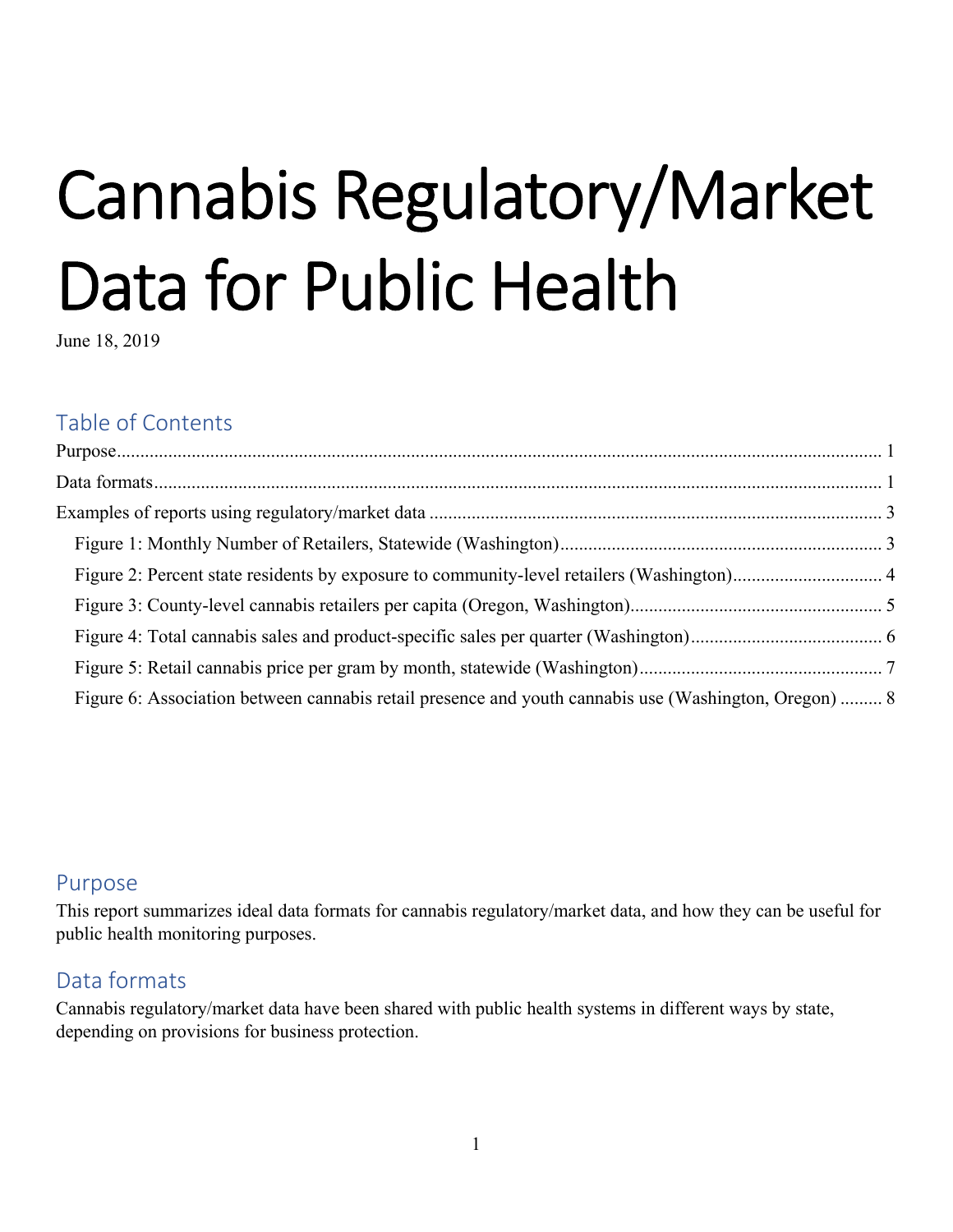# Cannabis Regulatory/Market Data for Public Health

June 18, 2019

## Table of Contents

Purpose ..... 1

Data formats ..... 1

Examples of reports using regulatory/market data ..... 3

- Figure 1: Monthly Number of Retailers, Statewide (Washington) ..... 3
- Figure 2: Percent state residents by exposure to community-level retailers (Washington) ..... 4
- Figure 3: County-level cannabis retailers per capita (Oregon, Washington) ..... 5
- Figure 4: Total cannabis sales and product-specific sales per quarter (Washington) ..... 6
- Figure 5: Retail cannabis price per gram by month, statewide (Washington) ..... 7
- Figure 6: Association between cannabis retail presence and youth cannabis use (Washington, Oregon) ..... 8

## Purpose

This report summarizes ideal data formats for cannabis regulatory/market data, and how they can be useful for public health monitoring purposes.

## Data formats

Cannabis regulatory/market data have been shared with public health systems in different ways by state, depending on provisions for business protection.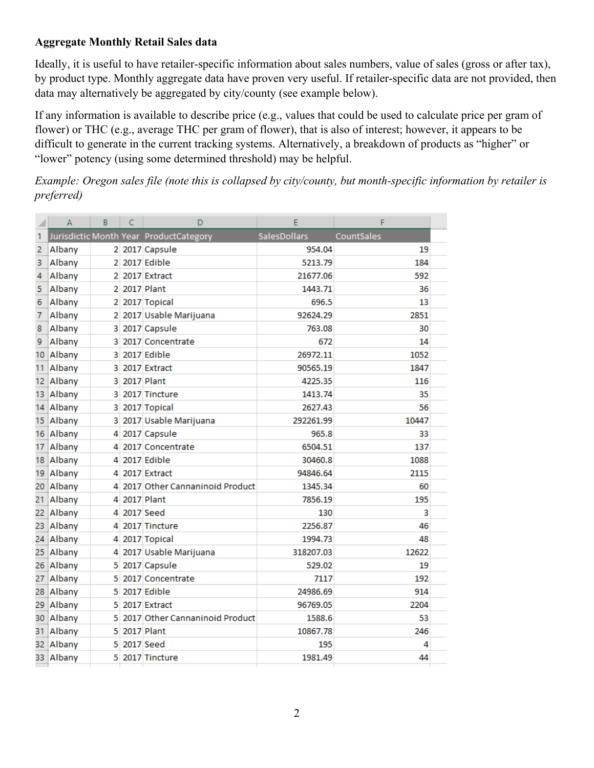**Aggregate Monthly Retail Sales data**

Ideally, it is useful to have retailer-specific information about sales numbers, value of sales (gross or after tax), by product type. Monthly aggregate data have proven very useful. If retailer-specific data are not provided, then data may alternatively be aggregated by city/county (see example below).

If any information is available to describe price (e.g., values that could be used to calculate price per gram of flower) or THC (e.g., average THC per gram of flower), that is also of interest; however, it appears to be difficult to generate in the current tracking systems. Alternatively, a breakdown of products as "higher" or "lower" potency (using some determined threshold) may be helpful.

*Example: Oregon sales file (note this is collapsed by city/county, but month-specific information by retailer is preferred)*

| Jurisdictic | Month | Year | ProductCategory | SalesDollars | CountSales |
|---|---|---|---|---|---|
| Albany | 2 | 2017 | Capsule | 954.04 | 19 |
| Albany | 2 | 2017 | Edible | 5213.79 | 184 |
| Albany | 2 | 2017 | Extract | 21677.06 | 592 |
| Albany | 2 | 2017 | Plant | 1443.71 | 36 |
| Albany | 2 | 2017 | Topical | 696.5 | 13 |
| Albany | 2 | 2017 | Usable Marijuana | 92624.29 | 2851 |
| Albany | 3 | 2017 | Capsule | 763.08 | 30 |
| Albany | 3 | 2017 | Concentrate | 672 | 14 |
| Albany | 3 | 2017 | Edible | 26972.11 | 1052 |
| Albany | 3 | 2017 | Extract | 90565.19 | 1847 |
| Albany | 3 | 2017 | Plant | 4225.35 | 116 |
| Albany | 3 | 2017 | Tincture | 1413.74 | 35 |
| Albany | 3 | 2017 | Topical | 2627.43 | 56 |
| Albany | 3 | 2017 | Usable Marijuana | 292261.99 | 10447 |
| Albany | 4 | 2017 | Capsule | 965.8 | 33 |
| Albany | 4 | 2017 | Concentrate | 6504.51 | 137 |
| Albany | 4 | 2017 | Edible | 30460.8 | 1088 |
| Albany | 4 | 2017 | Extract | 94846.64 | 2115 |
| Albany | 4 | 2017 | Other Cannaninoid Product | 1345.34 | 60 |
| Albany | 4 | 2017 | Plant | 7856.19 | 195 |
| Albany | 4 | 2017 | Seed | 130 | 3 |
| Albany | 4 | 2017 | Tincture | 2256.87 | 46 |
| Albany | 4 | 2017 | Topical | 1994.73 | 48 |
| Albany | 4 | 2017 | Usable Marijuana | 318207.03 | 12622 |
| Albany | 5 | 2017 | Capsule | 529.02 | 19 |
| Albany | 5 | 2017 | Concentrate | 7117 | 192 |
| Albany | 5 | 2017 | Edible | 24986.69 | 914 |
| Albany | 5 | 2017 | Extract | 96769.05 | 2204 |
| Albany | 5 | 2017 | Other Cannaninoid Product | 1588.6 | 53 |
| Albany | 5 | 2017 | Plant | 10867.78 | 246 |
| Albany | 5 | 2017 | Seed | 195 | 4 |
| Albany | 5 | 2017 | Tincture | 1981.49 | 44 |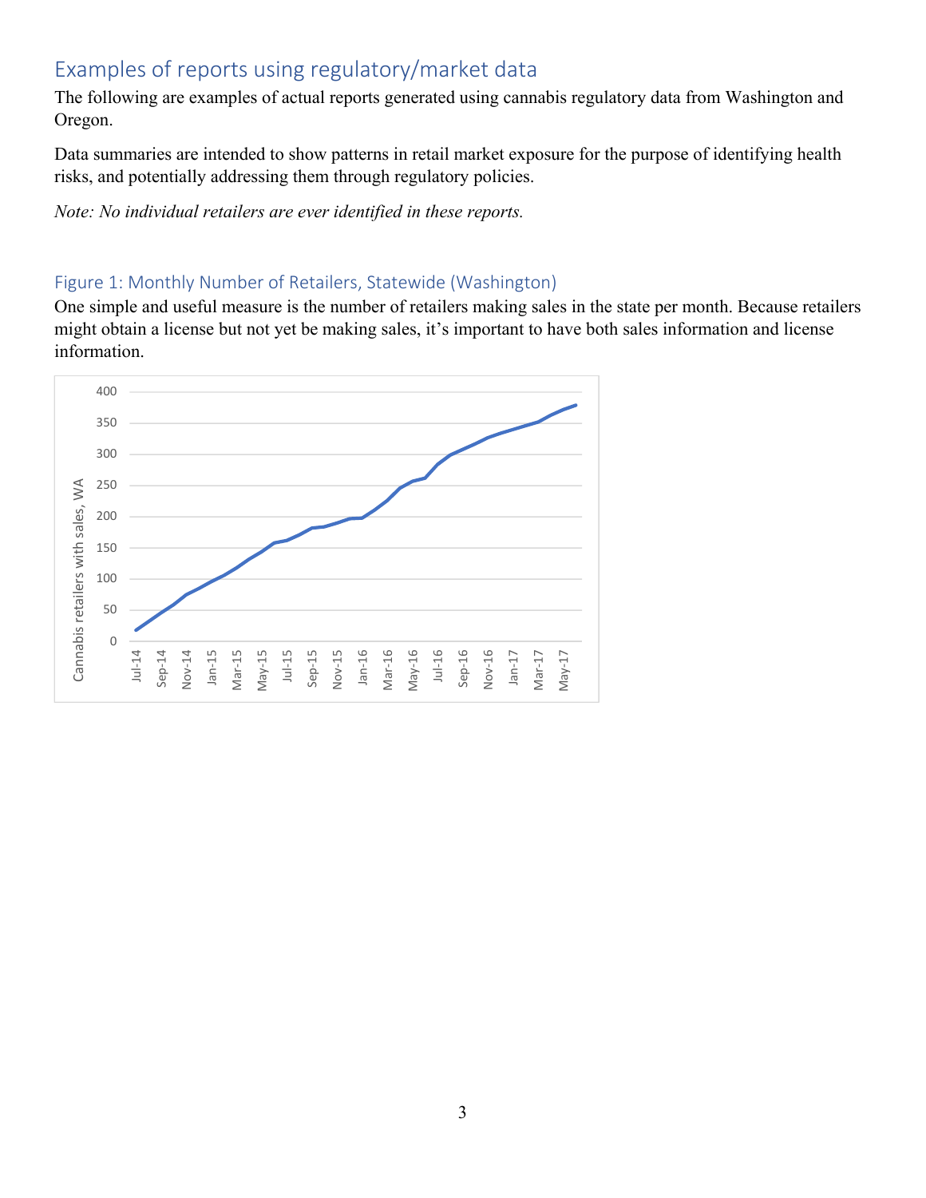## Examples of reports using regulatory/market data

The following are examples of actual reports generated using cannabis regulatory data from Washington and Oregon.

Data summaries are intended to show patterns in retail market exposure for the purpose of identifying health risks, and potentially addressing them through regulatory policies.

*Note: No individual retailers are ever identified in these reports.*

### Figure 1: Monthly Number of Retailers, Statewide (Washington)

One simple and useful measure is the number of retailers making sales in the state per month. Because retailers might obtain a license but not yet be making sales, it's important to have both sales information and license information.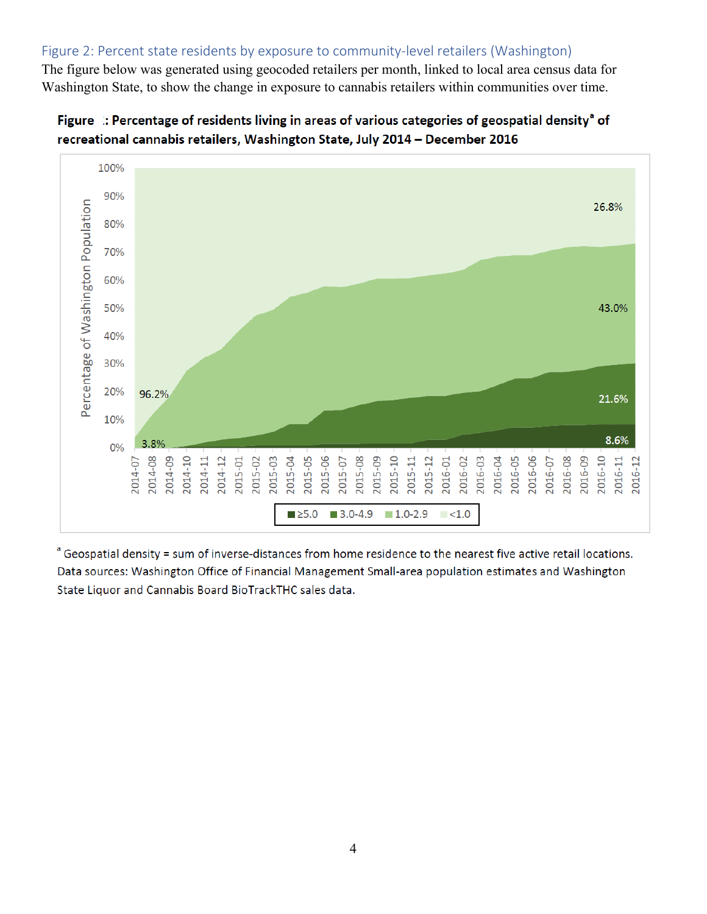## Figure 2: Percent state residents by exposure to community-level retailers (Washington)

The figure below was generated using geocoded retailers per month, linked to local area census data for Washington State, to show the change in exposure to cannabis retailers within communities over time.

**Figure :: Percentage of residents living in areas of various categories of geospatial density[a] of recreational cannabis retailers, Washington State, July 2014 – December 2016**

[a] Geospatial density = sum of inverse-distances from home residence to the nearest five active retail locations. Data sources: Washington Office of Financial Management Small-area population estimates and Washington State Liquor and Cannabis Board BioTrackTHC sales data.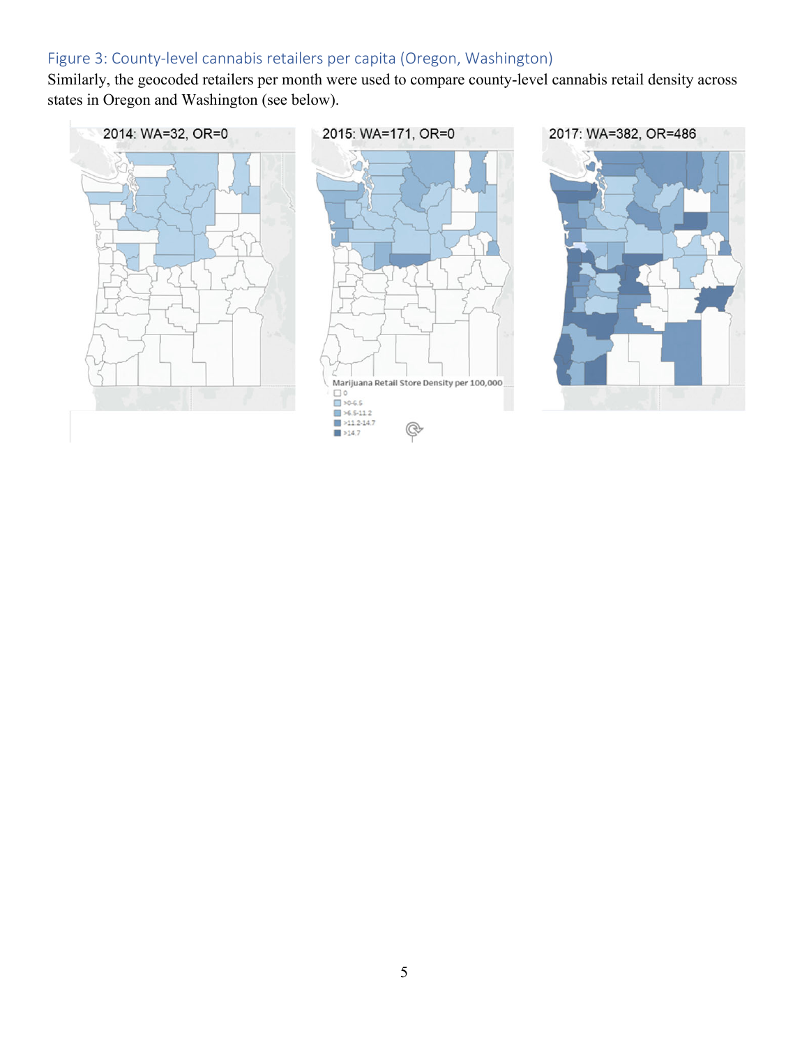### Figure 3: County-level cannabis retailers per capita (Oregon, Washington)

Similarly, the geocoded retailers per month were used to compare county-level cannabis retail density across states in Oregon and Washington (see below).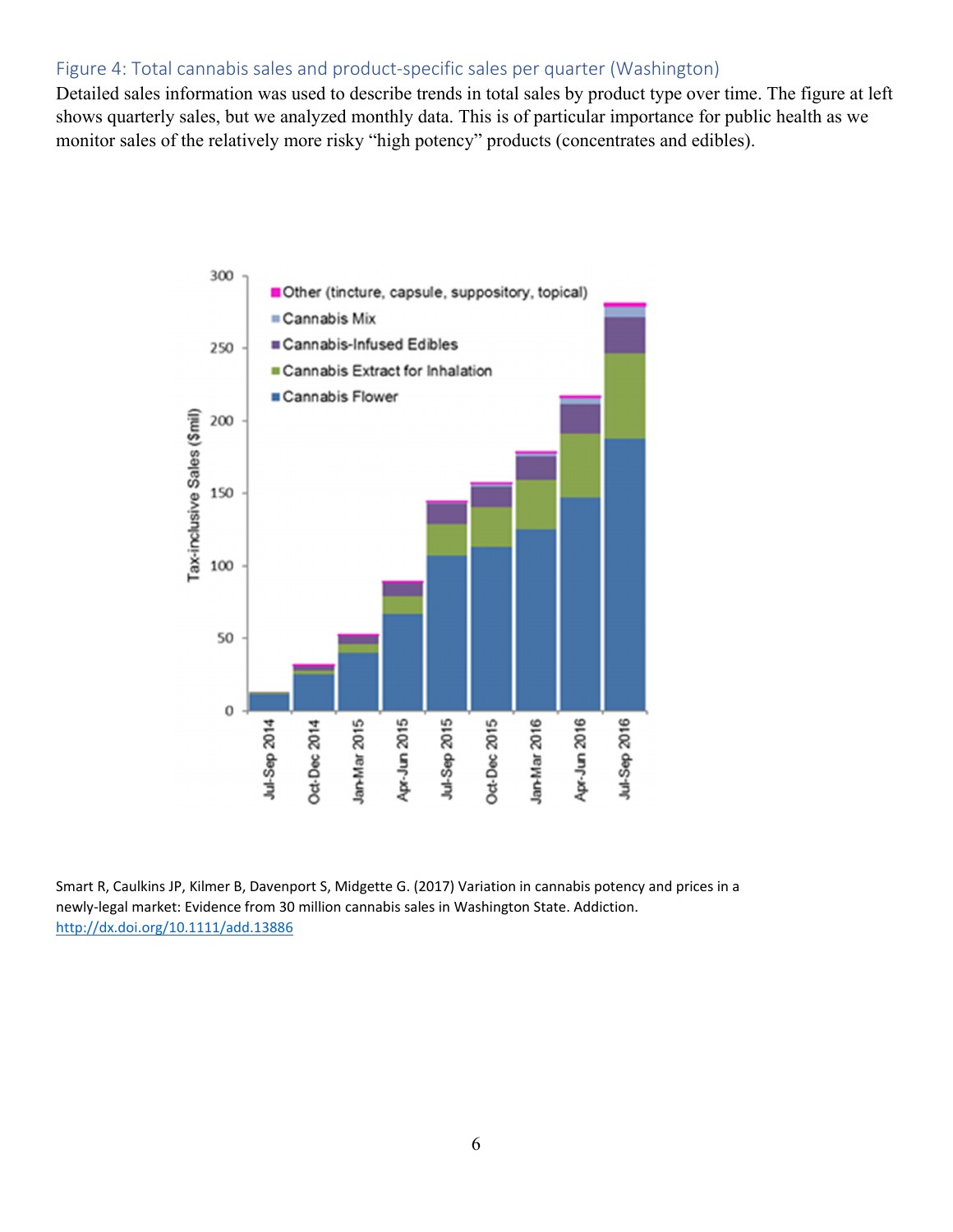### Figure 4: Total cannabis sales and product-specific sales per quarter (Washington)

Detailed sales information was used to describe trends in total sales by product type over time. The figure at left shows quarterly sales, but we analyzed monthly data. This is of particular importance for public health as we monitor sales of the relatively more risky "high potency" products (concentrates and edibles).

Smart R, Caulkins JP, Kilmer B, Davenport S, Midgette G. (2017) Variation in cannabis potency and prices in a newly-legal market: Evidence from 30 million cannabis sales in Washington State. Addiction. http://dx.doi.org/10.1111/add.13886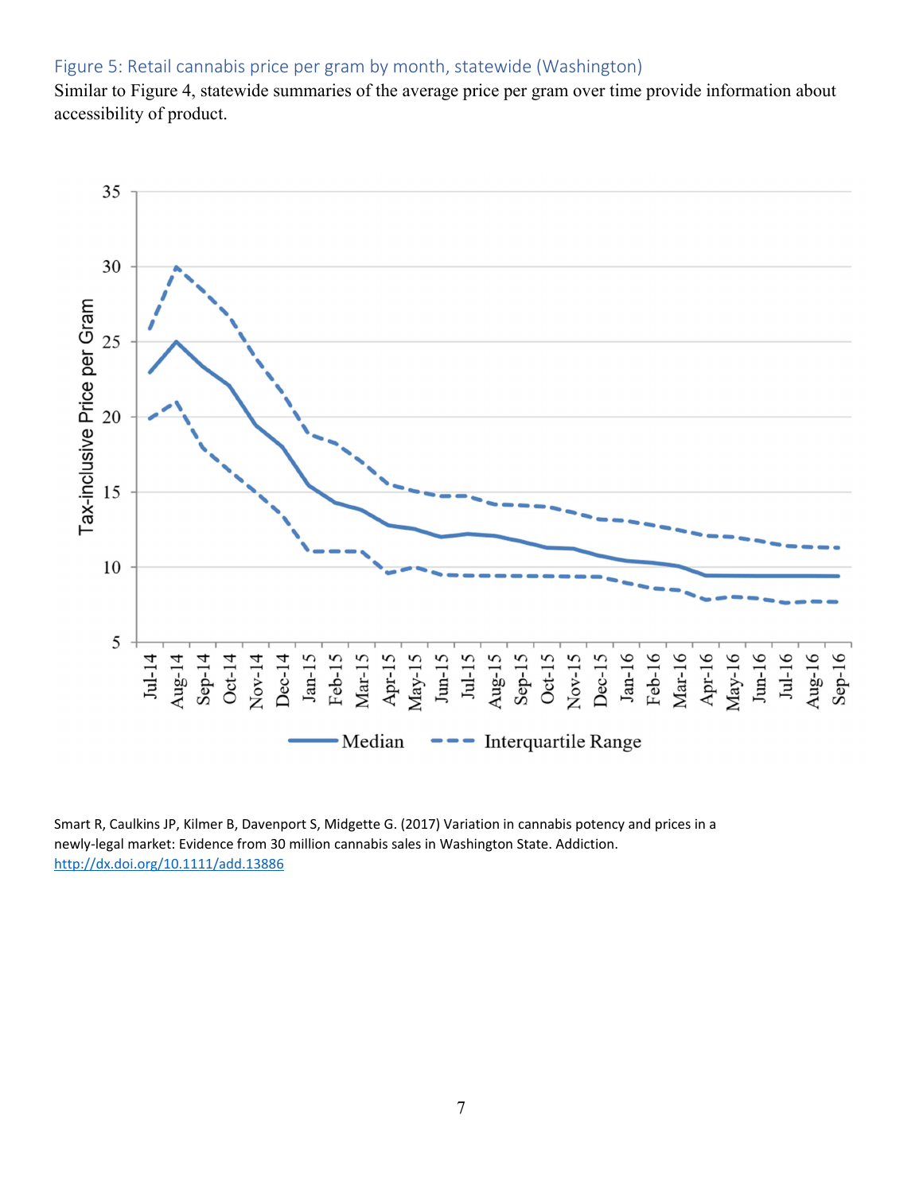### Figure 5: Retail cannabis price per gram by month, statewide (Washington)

Similar to Figure 4, statewide summaries of the average price per gram over time provide information about accessibility of product.

Smart R, Caulkins JP, Kilmer B, Davenport S, Midgette G. (2017) Variation in cannabis potency and prices in a newly-legal market: Evidence from 30 million cannabis sales in Washington State. Addiction. http://dx.doi.org/10.1111/add.13886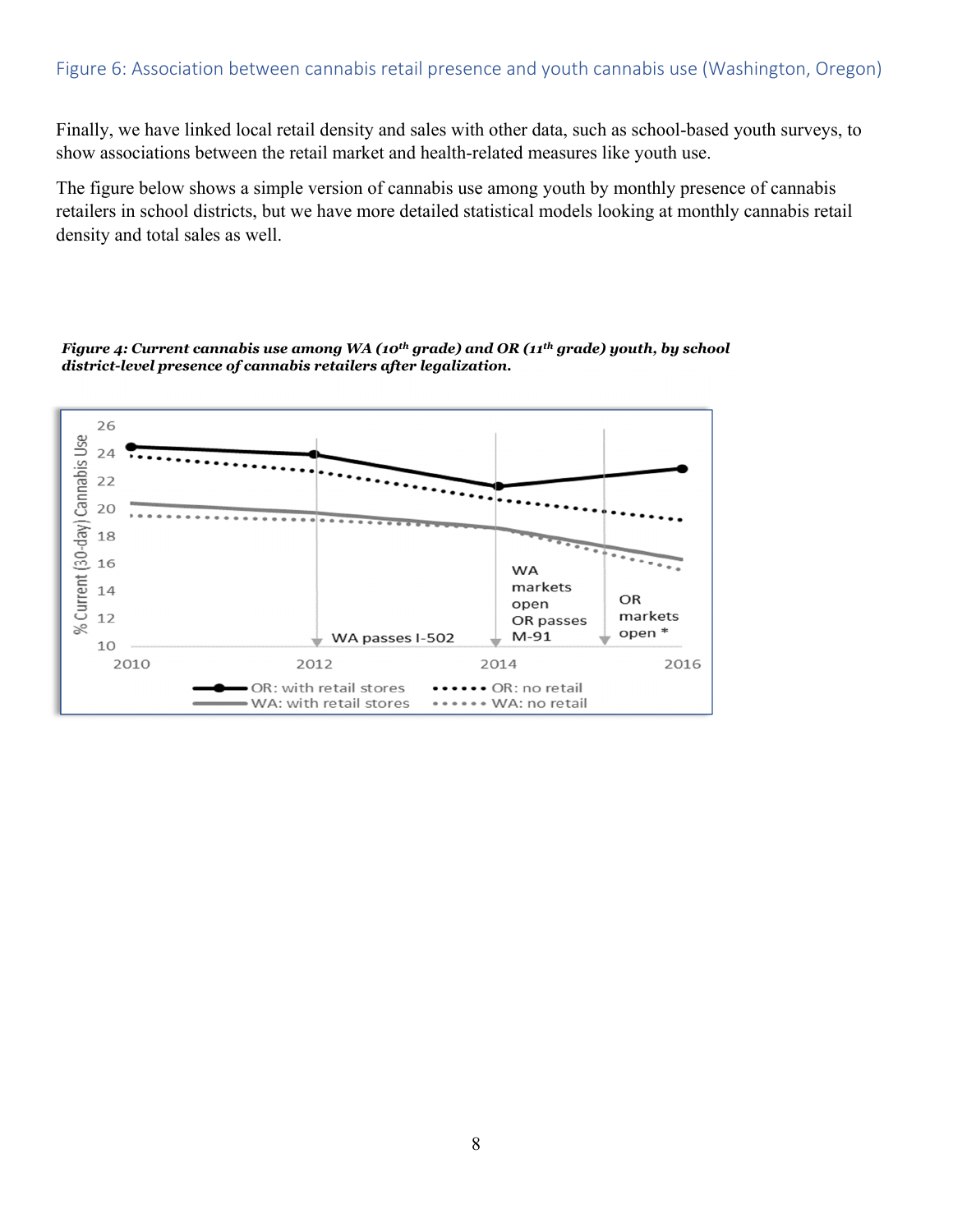### Figure 6: Association between cannabis retail presence and youth cannabis use (Washington, Oregon)

Finally, we have linked local retail density and sales with other data, such as school-based youth surveys, to show associations between the retail market and health-related measures like youth use.

The figure below shows a simple version of cannabis use among youth by monthly presence of cannabis retailers in school districts, but we have more detailed statistical models looking at monthly cannabis retail density and total sales as well.

***Figure 4: Current cannabis use among WA (10th grade) and OR (11th grade) youth, by school district-level presence of cannabis retailers after legalization.***

% Current (30-day) Cannabis Use

26
24
22
20
18
16
14
12
10

2010
2012
2014
2016

WA passes I-502

WA markets open
OR passes M-91

OR markets open *

OR: with retail stores
OR: no retail
WA: with retail stores
WA: no retail